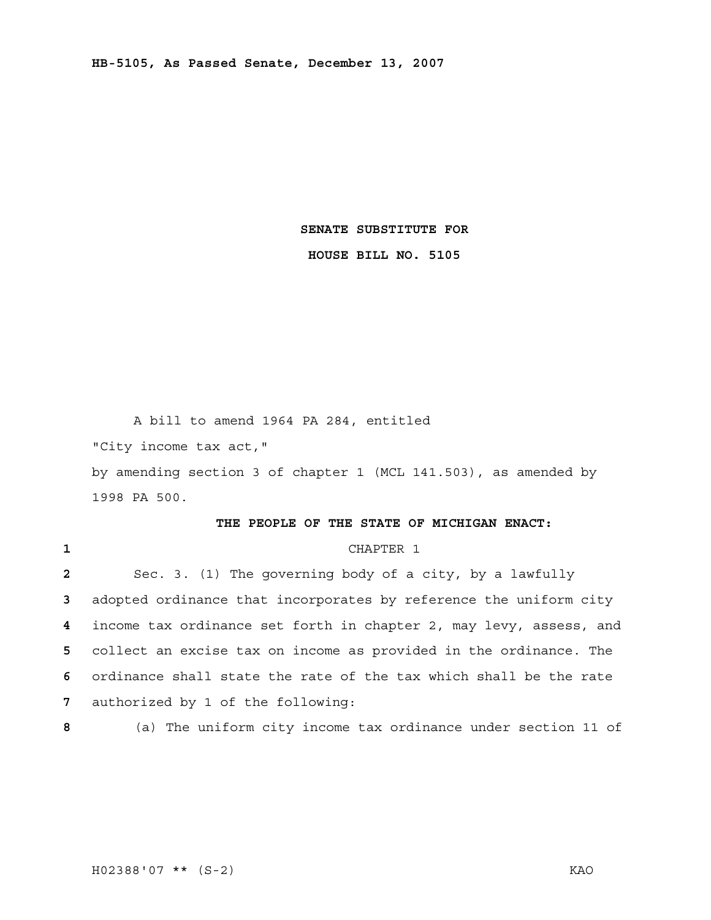**HB-5105, As Passed Senate, December 13, 2007**

**SENATE SUBSTITUTE FOR**

**HOUSE BILL NO. 5105**

A bill to amend 1964 PA 284, entitled

"City income tax act,"

by amending section 3 of chapter 1 (MCL 141.503), as amended by 1998 PA 500.

**THE PEOPLE OF THE STATE OF MICHIGAN ENACT:**

CHAPTER 1

Sec. 3. (1) The governing body of a city, by a lawfully adopted ordinance that incorporates by reference the uniform city income tax ordinance set forth in chapter 2, may levy, assess, and collect an excise tax on income as provided in the ordinance. The ordinance shall state the rate of the tax which shall be the rate authorized by 1 of the following:

(a) The uniform city income tax ordinance under section 11 of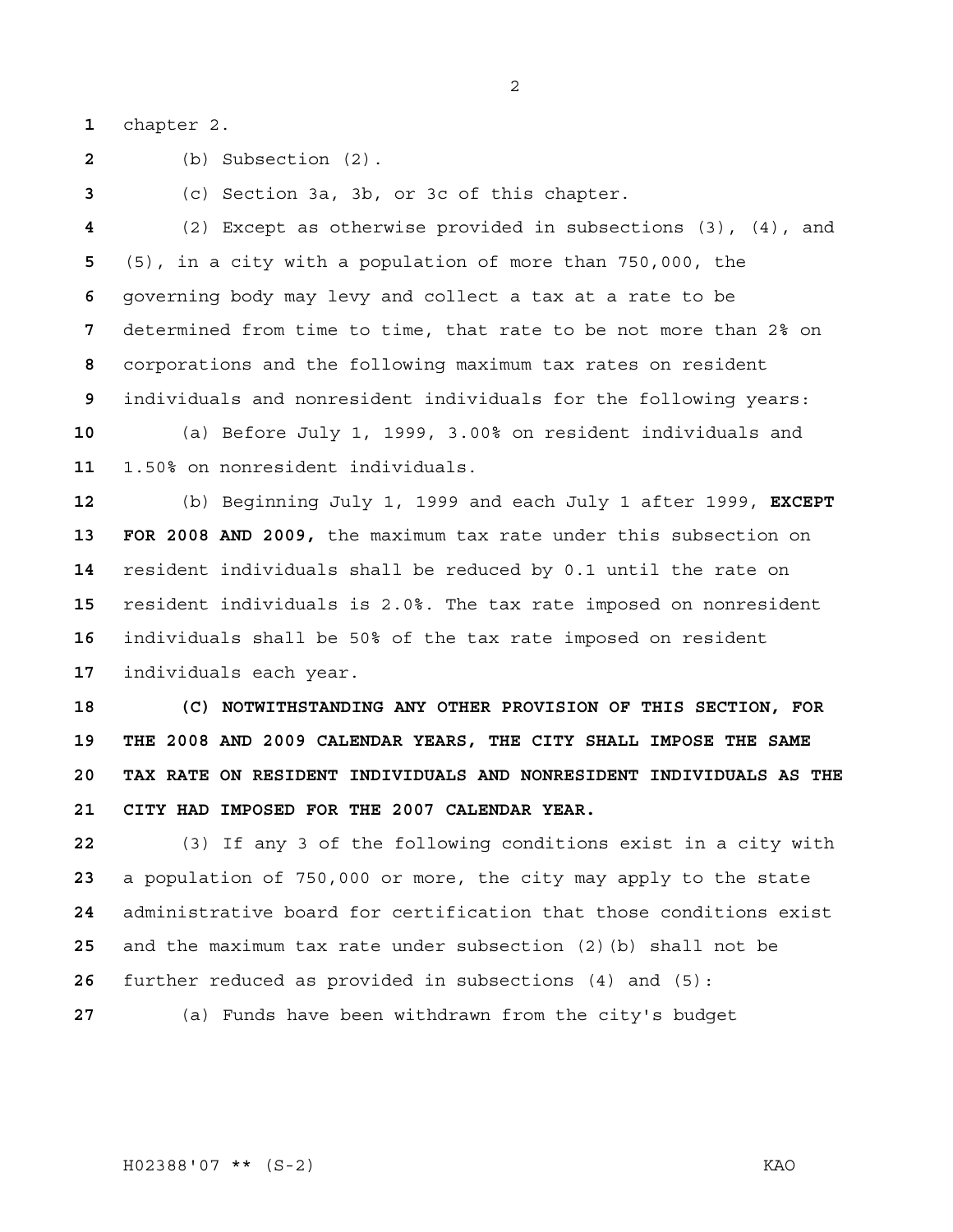chapter 2.

(b) Subsection (2).

(c) Section 3a, 3b, or 3c of this chapter.

(2) Except as otherwise provided in subsections (3), (4), and (5), in a city with a population of more than 750,000, the governing body may levy and collect a tax at a rate to be determined from time to time, that rate to be not more than 2% on corporations and the following maximum tax rates on resident individuals and nonresident individuals for the following years:

(a) Before July 1, 1999, 3.00% on resident individuals and 1.50% on nonresident individuals.

(b) Beginning July 1, 1999 and each July 1 after 1999, **EXCEPT FOR 2008 AND 2009,** the maximum tax rate under this subsection on resident individuals shall be reduced by 0.1 until the rate on resident individuals is 2.0%. The tax rate imposed on nonresident individuals shall be 50% of the tax rate imposed on resident individuals each year.

**(C) NOTWITHSTANDING ANY OTHER PROVISION OF THIS SECTION, FOR THE 2008 AND 2009 CALENDAR YEARS, THE CITY SHALL IMPOSE THE SAME TAX RATE ON RESIDENT INDIVIDUALS AND NONRESIDENT INDIVIDUALS AS THE CITY HAD IMPOSED FOR THE 2007 CALENDAR YEAR.**

(3) If any 3 of the following conditions exist in a city with a population of 750,000 or more, the city may apply to the state administrative board for certification that those conditions exist and the maximum tax rate under subsection (2)(b) shall not be further reduced as provided in subsections (4) and (5):

(a) Funds have been withdrawn from the city's budget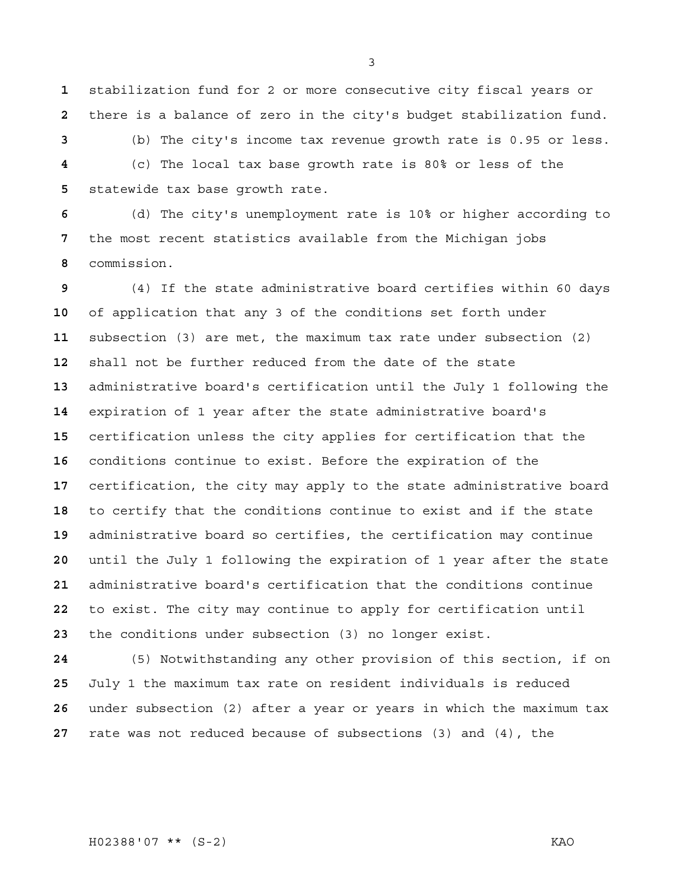stabilization fund for 2 or more consecutive city fiscal years or there is a balance of zero in the city's budget stabilization fund.

(b) The city's income tax revenue growth rate is 0.95 or less.

(c) The local tax base growth rate is 80% or less of the statewide tax base growth rate.

(d) The city's unemployment rate is 10% or higher according to the most recent statistics available from the Michigan jobs commission.

(4) If the state administrative board certifies within 60 days of application that any 3 of the conditions set forth under subsection (3) are met, the maximum tax rate under subsection (2) shall not be further reduced from the date of the state administrative board's certification until the July 1 following the expiration of 1 year after the state administrative board's certification unless the city applies for certification that the conditions continue to exist. Before the expiration of the certification, the city may apply to the state administrative board to certify that the conditions continue to exist and if the state administrative board so certifies, the certification may continue until the July 1 following the expiration of 1 year after the state administrative board's certification that the conditions continue to exist. The city may continue to apply for certification until the conditions under subsection (3) no longer exist.

(5) Notwithstanding any other provision of this section, if on July 1 the maximum tax rate on resident individuals is reduced under subsection (2) after a year or years in which the maximum tax rate was not reduced because of subsections (3) and (4), the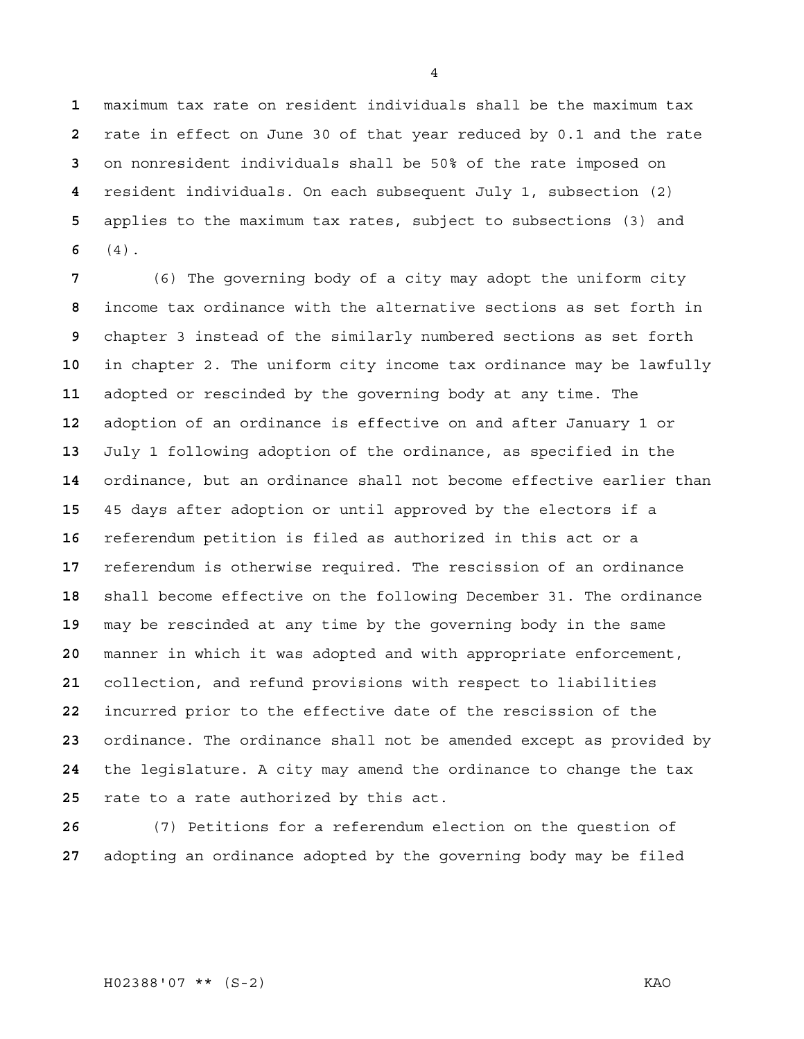maximum tax rate on resident individuals shall be the maximum tax rate in effect on June 30 of that year reduced by 0.1 and the rate on nonresident individuals shall be 50% of the rate imposed on resident individuals. On each subsequent July 1, subsection (2) applies to the maximum tax rates, subject to subsections (3) and (4).

(6) The governing body of a city may adopt the uniform city income tax ordinance with the alternative sections as set forth in chapter 3 instead of the similarly numbered sections as set forth in chapter 2. The uniform city income tax ordinance may be lawfully adopted or rescinded by the governing body at any time. The adoption of an ordinance is effective on and after January 1 or July 1 following adoption of the ordinance, as specified in the ordinance, but an ordinance shall not become effective earlier than 45 days after adoption or until approved by the electors if a referendum petition is filed as authorized in this act or a referendum is otherwise required. The rescission of an ordinance shall become effective on the following December 31. The ordinance may be rescinded at any time by the governing body in the same manner in which it was adopted and with appropriate enforcement, collection, and refund provisions with respect to liabilities incurred prior to the effective date of the rescission of the ordinance. The ordinance shall not be amended except as provided by the legislature. A city may amend the ordinance to change the tax rate to a rate authorized by this act.

(7) Petitions for a referendum election on the question of adopting an ordinance adopted by the governing body may be filed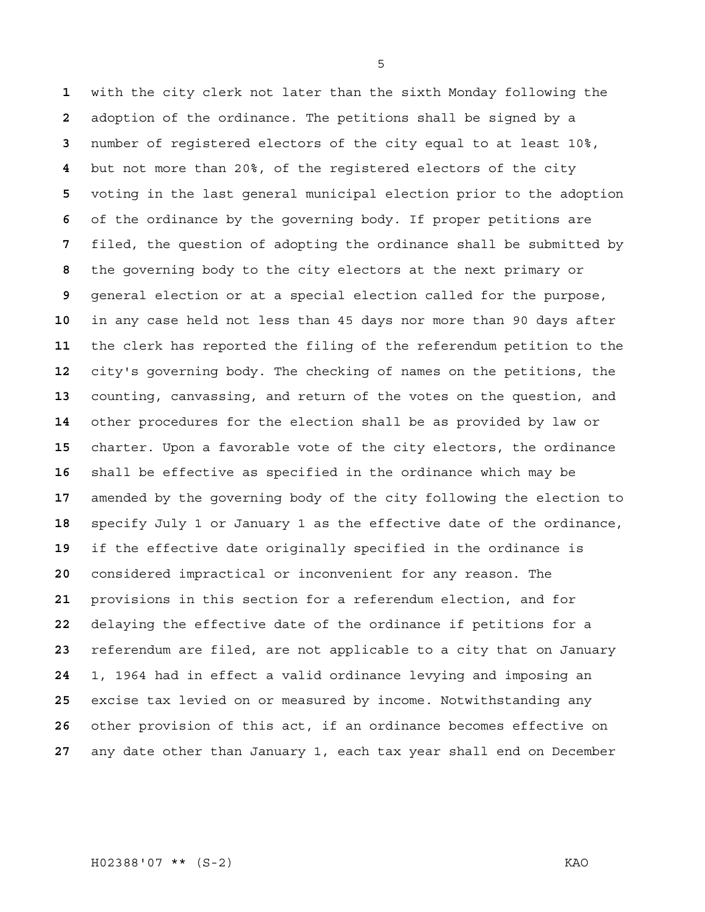with the city clerk not later than the sixth Monday following the adoption of the ordinance. The petitions shall be signed by a number of registered electors of the city equal to at least 10%, but not more than 20%, of the registered electors of the city voting in the last general municipal election prior to the adoption of the ordinance by the governing body. If proper petitions are filed, the question of adopting the ordinance shall be submitted by the governing body to the city electors at the next primary or general election or at a special election called for the purpose, in any case held not less than 45 days nor more than 90 days after the clerk has reported the filing of the referendum petition to the city's governing body. The checking of names on the petitions, the counting, canvassing, and return of the votes on the question, and other procedures for the election shall be as provided by law or charter. Upon a favorable vote of the city electors, the ordinance shall be effective as specified in the ordinance which may be amended by the governing body of the city following the election to specify July 1 or January 1 as the effective date of the ordinance, if the effective date originally specified in the ordinance is considered impractical or inconvenient for any reason. The provisions in this section for a referendum election, and for delaying the effective date of the ordinance if petitions for a referendum are filed, are not applicable to a city that on January 1, 1964 had in effect a valid ordinance levying and imposing an excise tax levied on or measured by income. Notwithstanding any other provision of this act, if an ordinance becomes effective on any date other than January 1, each tax year shall end on December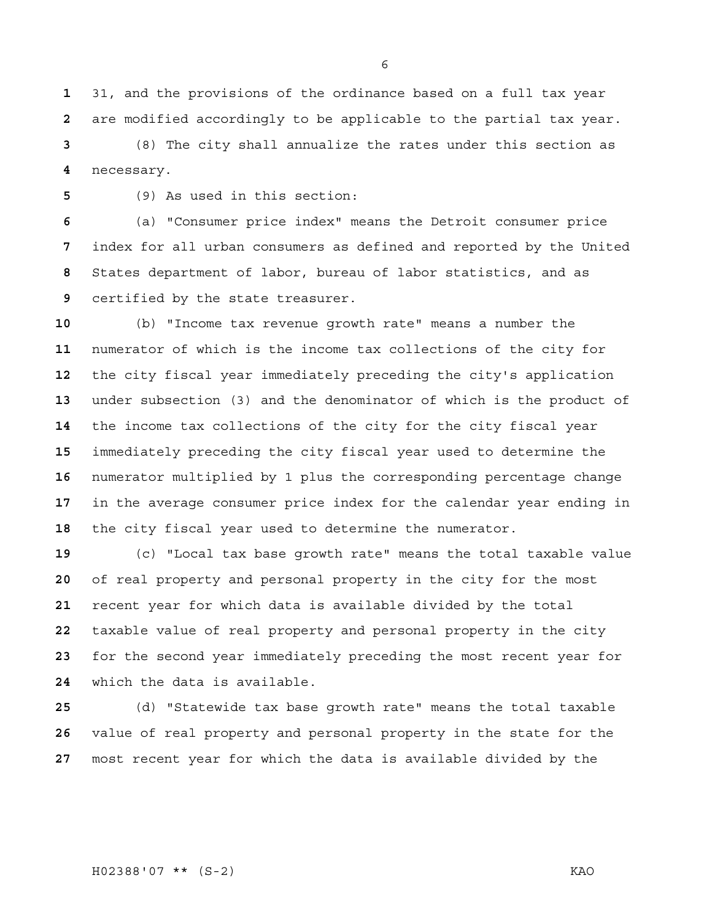31, and the provisions of the ordinance based on a full tax year are modified accordingly to be applicable to the partial tax year.

(8) The city shall annualize the rates under this section as necessary.

(9) As used in this section:

(a) "Consumer price index" means the Detroit consumer price index for all urban consumers as defined and reported by the United States department of labor, bureau of labor statistics, and as certified by the state treasurer.

(b) "Income tax revenue growth rate" means a number the numerator of which is the income tax collections of the city for the city fiscal year immediately preceding the city's application under subsection (3) and the denominator of which is the product of the income tax collections of the city for the city fiscal year immediately preceding the city fiscal year used to determine the numerator multiplied by 1 plus the corresponding percentage change in the average consumer price index for the calendar year ending in the city fiscal year used to determine the numerator.

(c) "Local tax base growth rate" means the total taxable value of real property and personal property in the city for the most recent year for which data is available divided by the total taxable value of real property and personal property in the city for the second year immediately preceding the most recent year for which the data is available.

(d) "Statewide tax base growth rate" means the total taxable value of real property and personal property in the state for the most recent year for which the data is available divided by the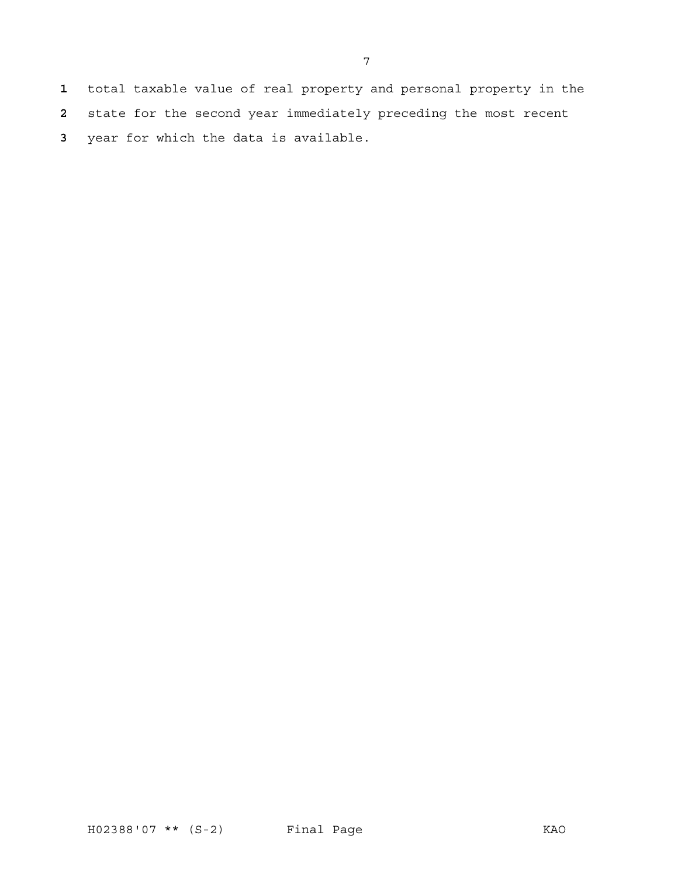total taxable value of real property and personal property in the state for the second year immediately preceding the most recent year for which the data is available.